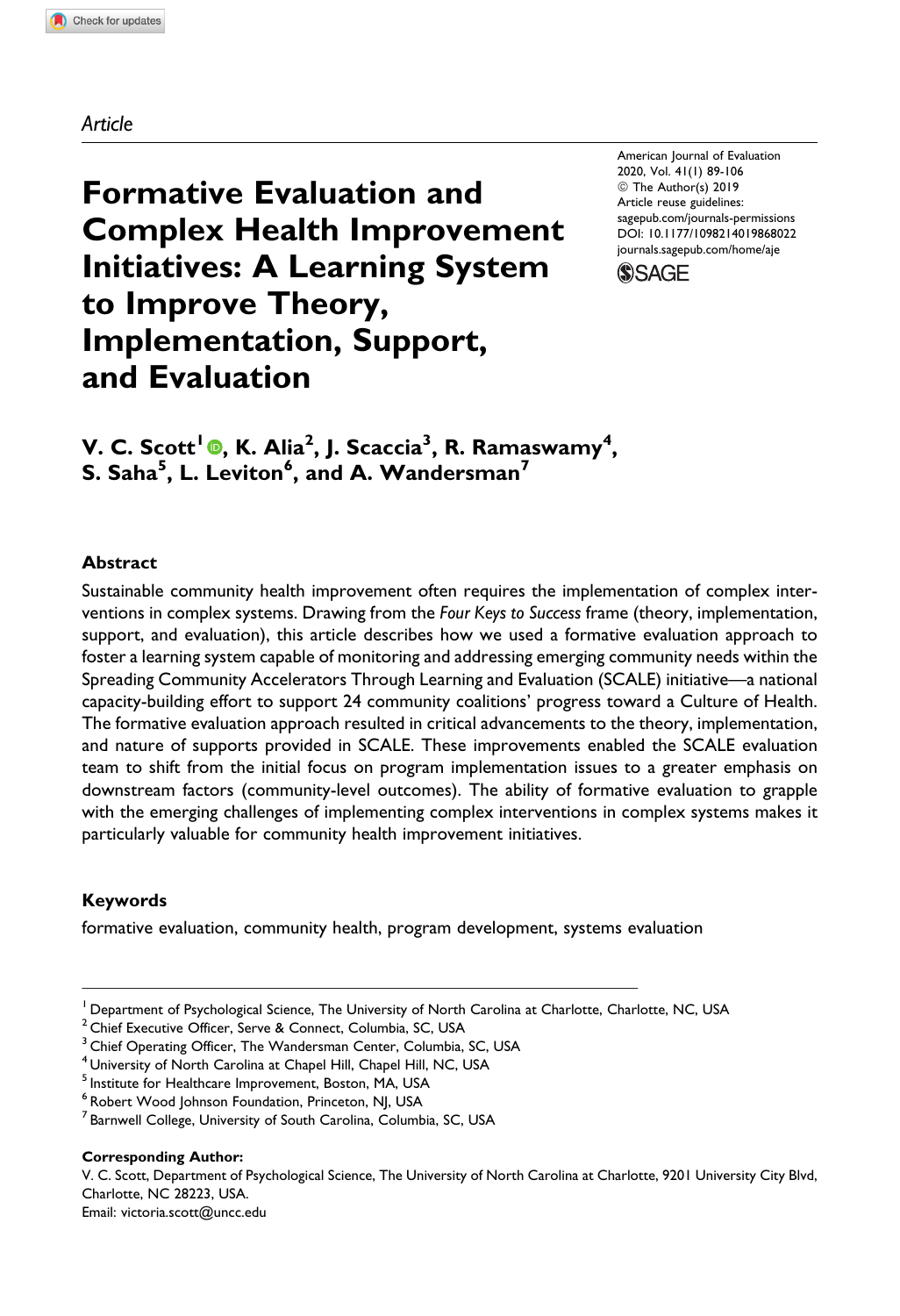*Article*

# Formative Evaluation and Complex Health Improvement Initiatives: A Learning System to Improve Theory, Implementation, Support, and Evaluation

American Journal of Evaluation
2020, Vol. 41(1) 89-106
© The Author(s) 2019
Article reuse guidelines:
sagepub.com/journals-permissions
DOI: 10.1177/1098214019868022
journals.sagepub.com/home/aje

**V. C. Scott[1], K. Alia[2], J. Scaccia[3], R. Ramaswamy[4], S. Saha[5], L. Leviton[6], and A. Wandersman[7]**

## Abstract

Sustainable community health improvement often requires the implementation of complex interventions in complex systems. Drawing from the *Four Keys to Success* frame (theory, implementation, support, and evaluation), this article describes how we used a formative evaluation approach to foster a learning system capable of monitoring and addressing emerging community needs within the Spreading Community Accelerators Through Learning and Evaluation (SCALE) initiative—a national capacity-building effort to support 24 community coalitions' progress toward a Culture of Health. The formative evaluation approach resulted in critical advancements to the theory, implementation, and nature of supports provided in SCALE. These improvements enabled the SCALE evaluation team to shift from the initial focus on program implementation issues to a greater emphasis on downstream factors (community-level outcomes). The ability of formative evaluation to grapple with the emerging challenges of implementing complex interventions in complex systems makes it particularly valuable for community health improvement initiatives.

## Keywords

formative evaluation, community health, program development, systems evaluation

---

[1] Department of Psychological Science, The University of North Carolina at Charlotte, Charlotte, NC, USA
[2] Chief Executive Officer, Serve & Connect, Columbia, SC, USA
[3] Chief Operating Officer, The Wandersman Center, Columbia, SC, USA
[4] University of North Carolina at Chapel Hill, Chapel Hill, NC, USA
[5] Institute for Healthcare Improvement, Boston, MA, USA
[6] Robert Wood Johnson Foundation, Princeton, NJ, USA
[7] Barnwell College, University of South Carolina, Columbia, SC, USA

**Corresponding Author:**
V. C. Scott, Department of Psychological Science, The University of North Carolina at Charlotte, 9201 University City Blvd, Charlotte, NC 28223, USA.
Email: victoria.scott@uncc.edu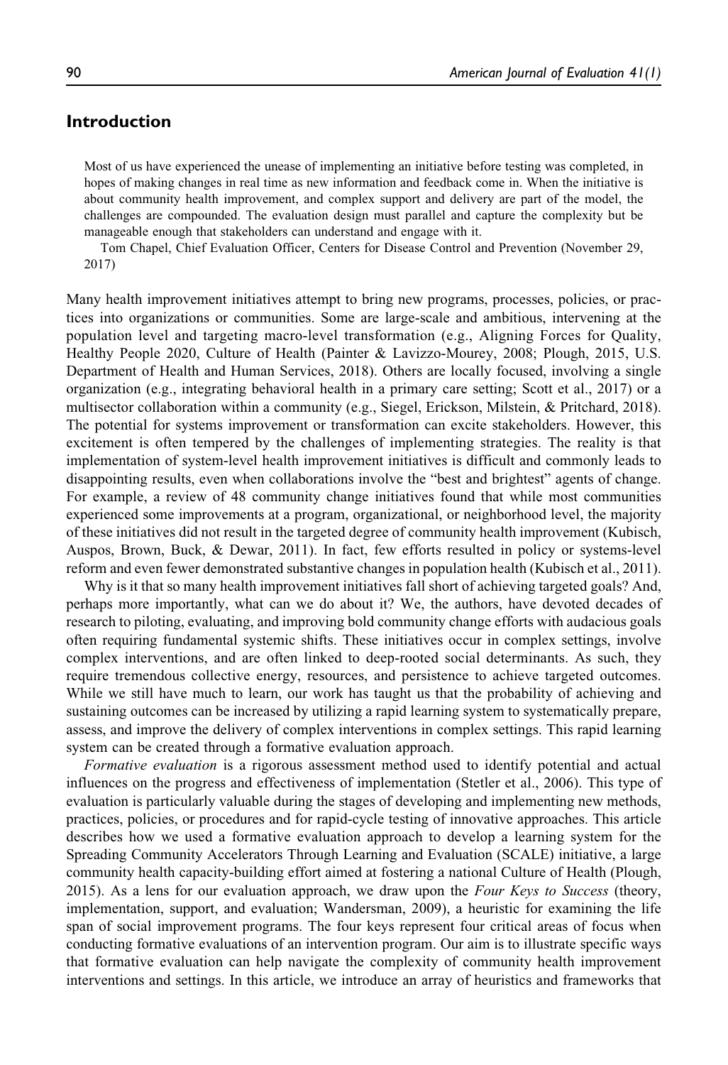## Introduction

> Most of us have experienced the unease of implementing an initiative before testing was completed, in hopes of making changes in real time as new information and feedback come in. When the initiative is about community health improvement, and complex support and delivery are part of the model, the challenges are compounded. The evaluation design must parallel and capture the complexity but be manageable enough that stakeholders can understand and engage with it.
>
> Tom Chapel, Chief Evaluation Officer, Centers for Disease Control and Prevention (November 29, 2017)

Many health improvement initiatives attempt to bring new programs, processes, policies, or practices into organizations or communities. Some are large-scale and ambitious, intervening at the population level and targeting macro-level transformation (e.g., Aligning Forces for Quality, Healthy People 2020, Culture of Health (Painter & Lavizzo-Mourey, 2008; Plough, 2015, U.S. Department of Health and Human Services, 2018). Others are locally focused, involving a single organization (e.g., integrating behavioral health in a primary care setting; Scott et al., 2017) or a multisector collaboration within a community (e.g., Siegel, Erickson, Milstein, & Pritchard, 2018). The potential for systems improvement or transformation can excite stakeholders. However, this excitement is often tempered by the challenges of implementing strategies. The reality is that implementation of system-level health improvement initiatives is difficult and commonly leads to disappointing results, even when collaborations involve the "best and brightest" agents of change. For example, a review of 48 community change initiatives found that while most communities experienced some improvements at a program, organizational, or neighborhood level, the majority of these initiatives did not result in the targeted degree of community health improvement (Kubisch, Auspos, Brown, Buck, & Dewar, 2011). In fact, few efforts resulted in policy or systems-level reform and even fewer demonstrated substantive changes in population health (Kubisch et al., 2011).

Why is it that so many health improvement initiatives fall short of achieving targeted goals? And, perhaps more importantly, what can we do about it? We, the authors, have devoted decades of research to piloting, evaluating, and improving bold community change efforts with audacious goals often requiring fundamental systemic shifts. These initiatives occur in complex settings, involve complex interventions, and are often linked to deep-rooted social determinants. As such, they require tremendous collective energy, resources, and persistence to achieve targeted outcomes. While we still have much to learn, our work has taught us that the probability of achieving and sustaining outcomes can be increased by utilizing a rapid learning system to systematically prepare, assess, and improve the delivery of complex interventions in complex settings. This rapid learning system can be created through a formative evaluation approach.

*Formative evaluation* is a rigorous assessment method used to identify potential and actual influences on the progress and effectiveness of implementation (Stetler et al., 2006). This type of evaluation is particularly valuable during the stages of developing and implementing new methods, practices, policies, or procedures and for rapid-cycle testing of innovative approaches. This article describes how we used a formative evaluation approach to develop a learning system for the Spreading Community Accelerators Through Learning and Evaluation (SCALE) initiative, a large community health capacity-building effort aimed at fostering a national Culture of Health (Plough, 2015). As a lens for our evaluation approach, we draw upon the *Four Keys to Success* (theory, implementation, support, and evaluation; Wandersman, 2009), a heuristic for examining the life span of social improvement programs. The four keys represent four critical areas of focus when conducting formative evaluations of an intervention program. Our aim is to illustrate specific ways that formative evaluation can help navigate the complexity of community health improvement interventions and settings. In this article, we introduce an array of heuristics and frameworks that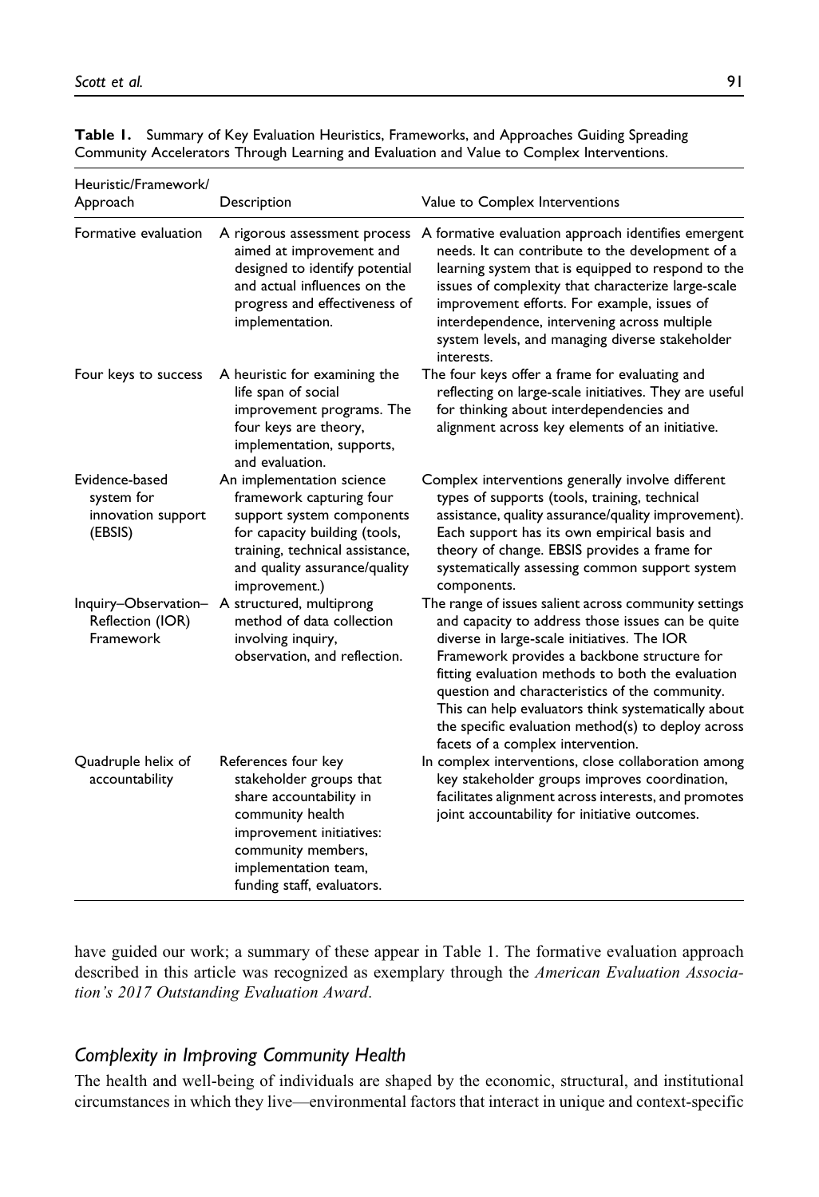**Table 1.** Summary of Key Evaluation Heuristics, Frameworks, and Approaches Guiding Spreading Community Accelerators Through Learning and Evaluation and Value to Complex Interventions.

| Heuristic/Framework/ Approach | Description | Value to Complex Interventions |
|---|---|---|
| Formative evaluation | A rigorous assessment process aimed at improvement and designed to identify potential and actual influences on the progress and effectiveness of implementation. | A formative evaluation approach identifies emergent needs. It can contribute to the development of a learning system that is equipped to respond to the issues of complexity that characterize large-scale improvement efforts. For example, issues of interdependence, intervening across multiple system levels, and managing diverse stakeholder interests. |
| Four keys to success | A heuristic for examining the life span of social improvement programs. The four keys are theory, implementation, supports, and evaluation. | The four keys offer a frame for evaluating and reflecting on large-scale initiatives. They are useful for thinking about interdependencies and alignment across key elements of an initiative. |
| Evidence-based system for innovation support (EBSIS) | An implementation science framework capturing four support system components for capacity building (tools, training, technical assistance, and quality assurance/quality improvement.) | Complex interventions generally involve different types of supports (tools, training, technical assistance, quality assurance/quality improvement). Each support has its own empirical basis and theory of change. EBSIS provides a frame for systematically assessing common support system components. |
| Inquiry–Observation–Reflection (IOR) Framework | A structured, multiprong method of data collection involving inquiry, observation, and reflection. | The range of issues salient across community settings and capacity to address those issues can be quite diverse in large-scale initiatives. The IOR Framework provides a backbone structure for fitting evaluation methods to both the evaluation question and characteristics of the community. This can help evaluators think systematically about the specific evaluation method(s) to deploy across facets of a complex intervention. |
| Quadruple helix of accountability | References four key stakeholder groups that share accountability in community health improvement initiatives: community members, implementation team, funding staff, evaluators. | In complex interventions, close collaboration among key stakeholder groups improves coordination, facilitates alignment across interests, and promotes joint accountability for initiative outcomes. |

have guided our work; a summary of these appear in Table 1. The formative evaluation approach described in this article was recognized as exemplary through the *American Evaluation Association's 2017 Outstanding Evaluation Award*.

### *Complexity in Improving Community Health*

The health and well-being of individuals are shaped by the economic, structural, and institutional circumstances in which they live—environmental factors that interact in unique and context-specific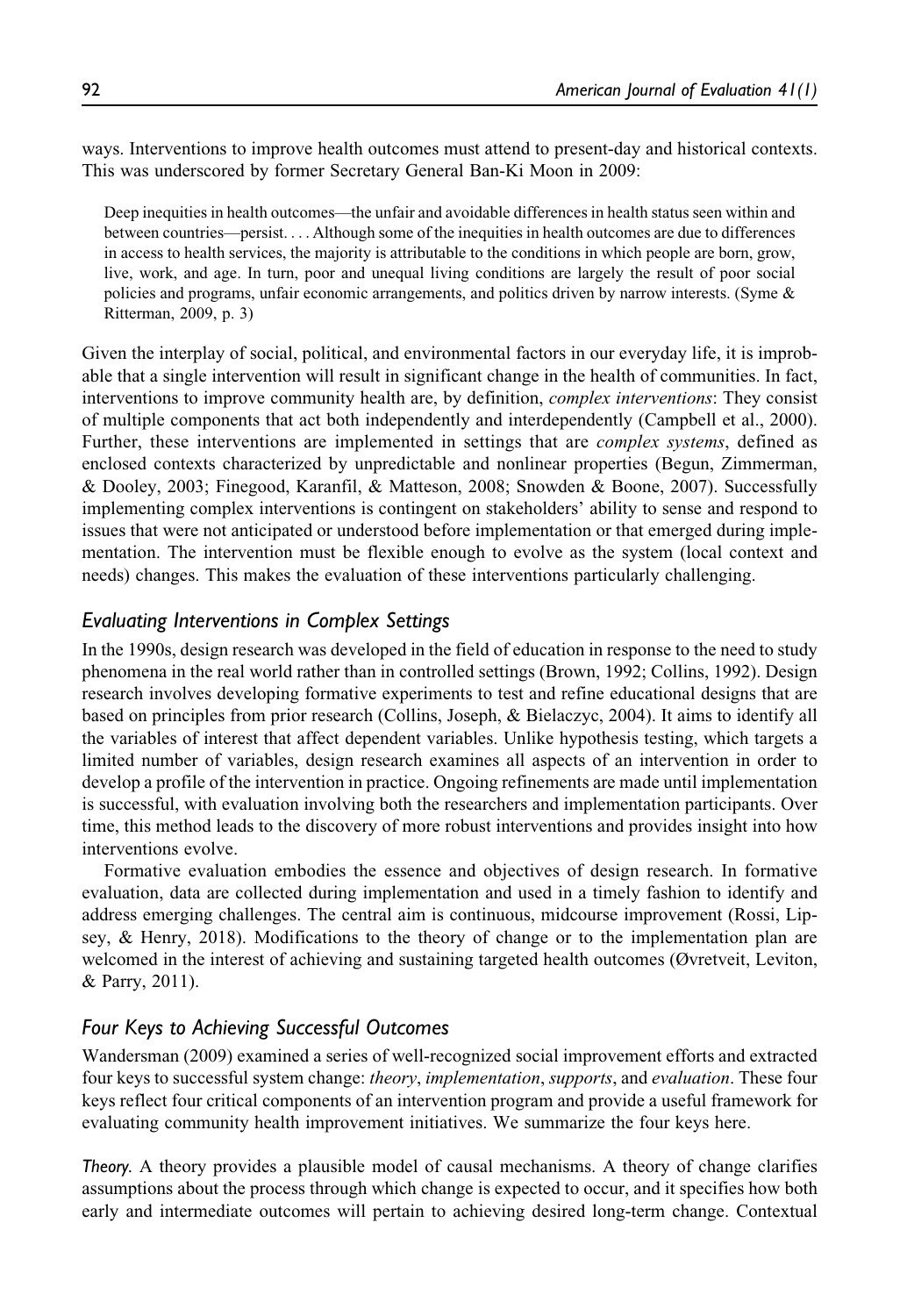ways. Interventions to improve health outcomes must attend to present-day and historical contexts. This was underscored by former Secretary General Ban-Ki Moon in 2009:

> Deep inequities in health outcomes—the unfair and avoidable differences in health status seen within and between countries—persist. . . . Although some of the inequities in health outcomes are due to differences in access to health services, the majority is attributable to the conditions in which people are born, grow, live, work, and age. In turn, poor and unequal living conditions are largely the result of poor social policies and programs, unfair economic arrangements, and politics driven by narrow interests. (Syme & Ritterman, 2009, p. 3)

Given the interplay of social, political, and environmental factors in our everyday life, it is improbable that a single intervention will result in significant change in the health of communities. In fact, interventions to improve community health are, by definition, *complex interventions*: They consist of multiple components that act both independently and interdependently (Campbell et al., 2000). Further, these interventions are implemented in settings that are *complex systems*, defined as enclosed contexts characterized by unpredictable and nonlinear properties (Begun, Zimmerman, & Dooley, 2003; Finegood, Karanfil, & Matteson, 2008; Snowden & Boone, 2007). Successfully implementing complex interventions is contingent on stakeholders' ability to sense and respond to issues that were not anticipated or understood before implementation or that emerged during implementation. The intervention must be flexible enough to evolve as the system (local context and needs) changes. This makes the evaluation of these interventions particularly challenging.

## Evaluating Interventions in Complex Settings

In the 1990s, design research was developed in the field of education in response to the need to study phenomena in the real world rather than in controlled settings (Brown, 1992; Collins, 1992). Design research involves developing formative experiments to test and refine educational designs that are based on principles from prior research (Collins, Joseph, & Bielaczyc, 2004). It aims to identify all the variables of interest that affect dependent variables. Unlike hypothesis testing, which targets a limited number of variables, design research examines all aspects of an intervention in order to develop a profile of the intervention in practice. Ongoing refinements are made until implementation is successful, with evaluation involving both the researchers and implementation participants. Over time, this method leads to the discovery of more robust interventions and provides insight into how interventions evolve.

Formative evaluation embodies the essence and objectives of design research. In formative evaluation, data are collected during implementation and used in a timely fashion to identify and address emerging challenges. The central aim is continuous, midcourse improvement (Rossi, Lipsey, & Henry, 2018). Modifications to the theory of change or to the implementation plan are welcomed in the interest of achieving and sustaining targeted health outcomes (Øvretveit, Leviton, & Parry, 2011).

## Four Keys to Achieving Successful Outcomes

Wandersman (2009) examined a series of well-recognized social improvement efforts and extracted four keys to successful system change: *theory*, *implementation*, *supports*, and *evaluation*. These four keys reflect four critical components of an intervention program and provide a useful framework for evaluating community health improvement initiatives. We summarize the four keys here.

*Theory.* A theory provides a plausible model of causal mechanisms. A theory of change clarifies assumptions about the process through which change is expected to occur, and it specifies how both early and intermediate outcomes will pertain to achieving desired long-term change. Contextual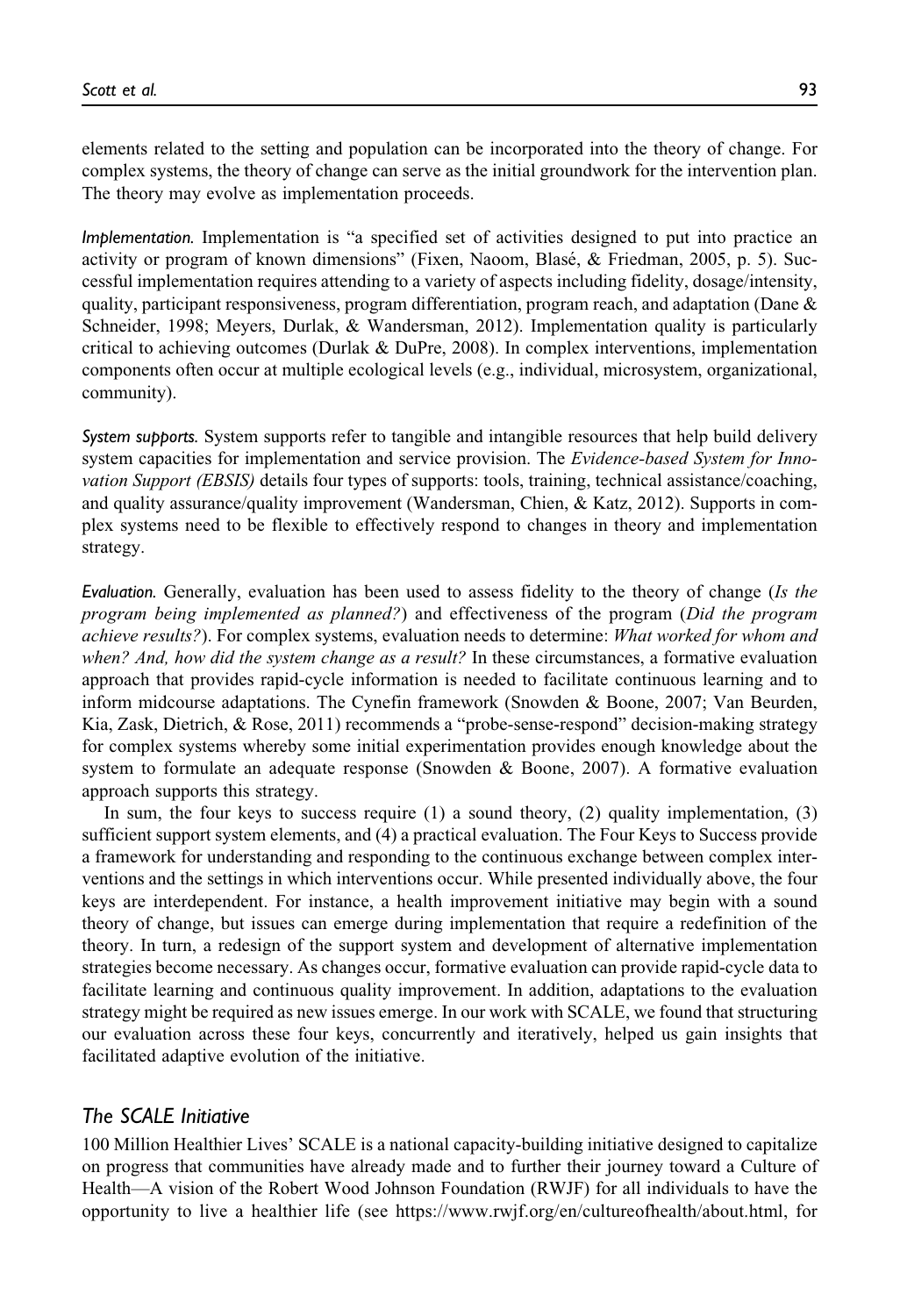elements related to the setting and population can be incorporated into the theory of change. For complex systems, the theory of change can serve as the initial groundwork for the intervention plan. The theory may evolve as implementation proceeds.

*Implementation.* Implementation is "a specified set of activities designed to put into practice an activity or program of known dimensions" (Fixen, Naoom, Blasé, & Friedman, 2005, p. 5). Successful implementation requires attending to a variety of aspects including fidelity, dosage/intensity, quality, participant responsiveness, program differentiation, program reach, and adaptation (Dane & Schneider, 1998; Meyers, Durlak, & Wandersman, 2012). Implementation quality is particularly critical to achieving outcomes (Durlak & DuPre, 2008). In complex interventions, implementation components often occur at multiple ecological levels (e.g., individual, microsystem, organizational, community).

*System supports.* System supports refer to tangible and intangible resources that help build delivery system capacities for implementation and service provision. The *Evidence-based System for Innovation Support (EBSIS)* details four types of supports: tools, training, technical assistance/coaching, and quality assurance/quality improvement (Wandersman, Chien, & Katz, 2012). Supports in complex systems need to be flexible to effectively respond to changes in theory and implementation strategy.

*Evaluation.* Generally, evaluation has been used to assess fidelity to the theory of change (*Is the program being implemented as planned?*) and effectiveness of the program (*Did the program achieve results?*). For complex systems, evaluation needs to determine: *What worked for whom and when? And, how did the system change as a result?* In these circumstances, a formative evaluation approach that provides rapid-cycle information is needed to facilitate continuous learning and to inform midcourse adaptations. The Cynefin framework (Snowden & Boone, 2007; Van Beurden, Kia, Zask, Dietrich, & Rose, 2011) recommends a "probe-sense-respond" decision-making strategy for complex systems whereby some initial experimentation provides enough knowledge about the system to formulate an adequate response (Snowden & Boone, 2007). A formative evaluation approach supports this strategy.

In sum, the four keys to success require (1) a sound theory, (2) quality implementation, (3) sufficient support system elements, and (4) a practical evaluation. The Four Keys to Success provide a framework for understanding and responding to the continuous exchange between complex interventions and the settings in which interventions occur. While presented individually above, the four keys are interdependent. For instance, a health improvement initiative may begin with a sound theory of change, but issues can emerge during implementation that require a redefinition of the theory. In turn, a redesign of the support system and development of alternative implementation strategies become necessary. As changes occur, formative evaluation can provide rapid-cycle data to facilitate learning and continuous quality improvement. In addition, adaptations to the evaluation strategy might be required as new issues emerge. In our work with SCALE, we found that structuring our evaluation across these four keys, concurrently and iteratively, helped us gain insights that facilitated adaptive evolution of the initiative.

## The SCALE Initiative

100 Million Healthier Lives' SCALE is a national capacity-building initiative designed to capitalize on progress that communities have already made and to further their journey toward a Culture of Health—A vision of the Robert Wood Johnson Foundation (RWJF) for all individuals to have the opportunity to live a healthier life (see https://www.rwjf.org/en/cultureofhealth/about.html, for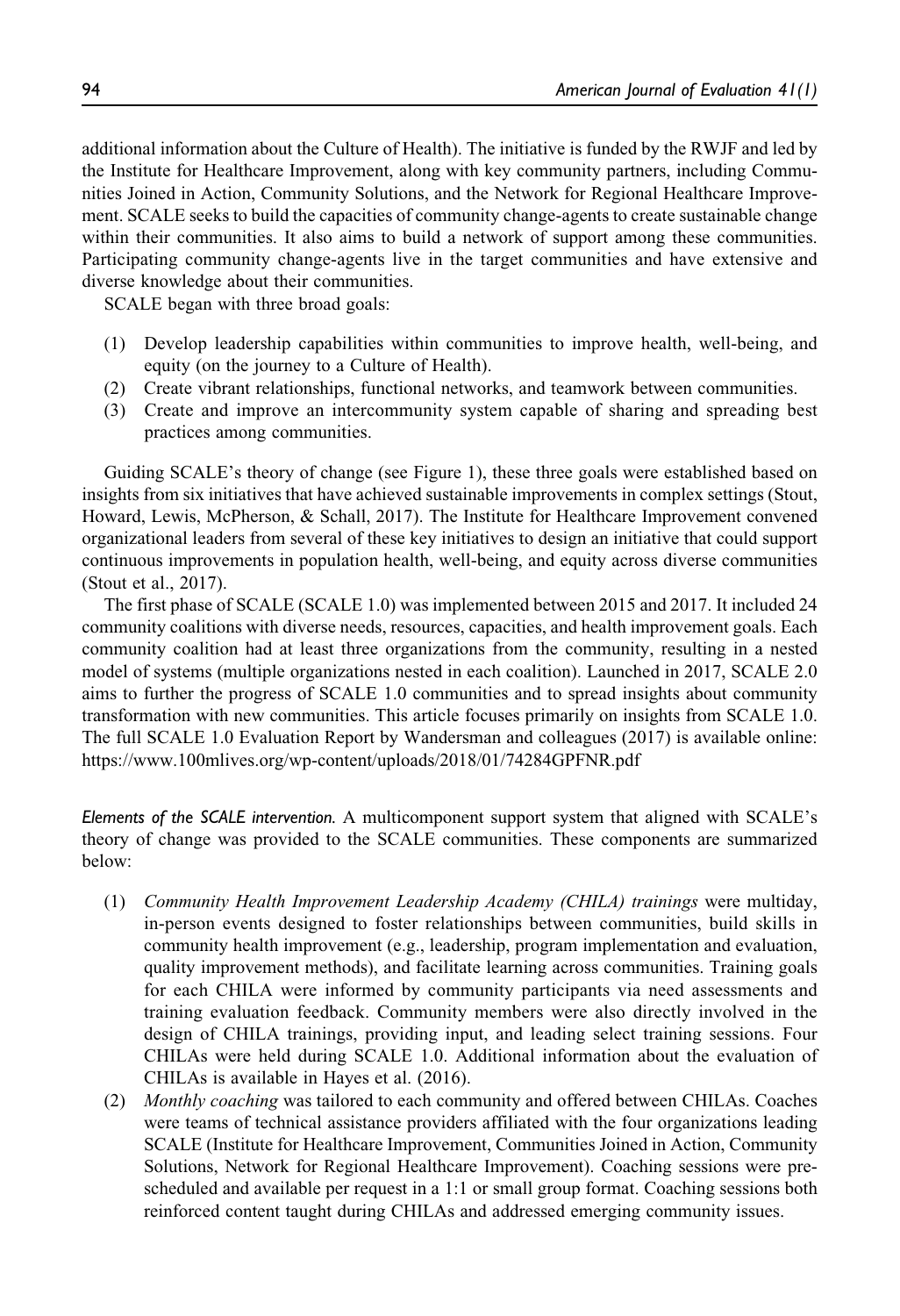additional information about the Culture of Health). The initiative is funded by the RWJF and led by the Institute for Healthcare Improvement, along with key community partners, including Communities Joined in Action, Community Solutions, and the Network for Regional Healthcare Improvement. SCALE seeks to build the capacities of community change-agents to create sustainable change within their communities. It also aims to build a network of support among these communities. Participating community change-agents live in the target communities and have extensive and diverse knowledge about their communities.

SCALE began with three broad goals:

1. Develop leadership capabilities within communities to improve health, well-being, and equity (on the journey to a Culture of Health).
2. Create vibrant relationships, functional networks, and teamwork between communities.
3. Create and improve an intercommunity system capable of sharing and spreading best practices among communities.

Guiding SCALE's theory of change (see Figure 1), these three goals were established based on insights from six initiatives that have achieved sustainable improvements in complex settings (Stout, Howard, Lewis, McPherson, & Schall, 2017). The Institute for Healthcare Improvement convened organizational leaders from several of these key initiatives to design an initiative that could support continuous improvements in population health, well-being, and equity across diverse communities (Stout et al., 2017).

The first phase of SCALE (SCALE 1.0) was implemented between 2015 and 2017. It included 24 community coalitions with diverse needs, resources, capacities, and health improvement goals. Each community coalition had at least three organizations from the community, resulting in a nested model of systems (multiple organizations nested in each coalition). Launched in 2017, SCALE 2.0 aims to further the progress of SCALE 1.0 communities and to spread insights about community transformation with new communities. This article focuses primarily on insights from SCALE 1.0. The full SCALE 1.0 Evaluation Report by Wandersman and colleagues (2017) is available online: https://www.100mlives.org/wp-content/uploads/2018/01/74284GPFNR.pdf

*Elements of the SCALE intervention.* A multicomponent support system that aligned with SCALE's theory of change was provided to the SCALE communities. These components are summarized below:

1. *Community Health Improvement Leadership Academy (CHILA) trainings* were multiday, in-person events designed to foster relationships between communities, build skills in community health improvement (e.g., leadership, program implementation and evaluation, quality improvement methods), and facilitate learning across communities. Training goals for each CHILA were informed by community participants via need assessments and training evaluation feedback. Community members were also directly involved in the design of CHILA trainings, providing input, and leading select training sessions. Four CHILAs were held during SCALE 1.0. Additional information about the evaluation of CHILAs is available in Hayes et al. (2016).
2. *Monthly coaching* was tailored to each community and offered between CHILAs. Coaches were teams of technical assistance providers affiliated with the four organizations leading SCALE (Institute for Healthcare Improvement, Communities Joined in Action, Community Solutions, Network for Regional Healthcare Improvement). Coaching sessions were prescheduled and available per request in a 1:1 or small group format. Coaching sessions both reinforced content taught during CHILAs and addressed emerging community issues.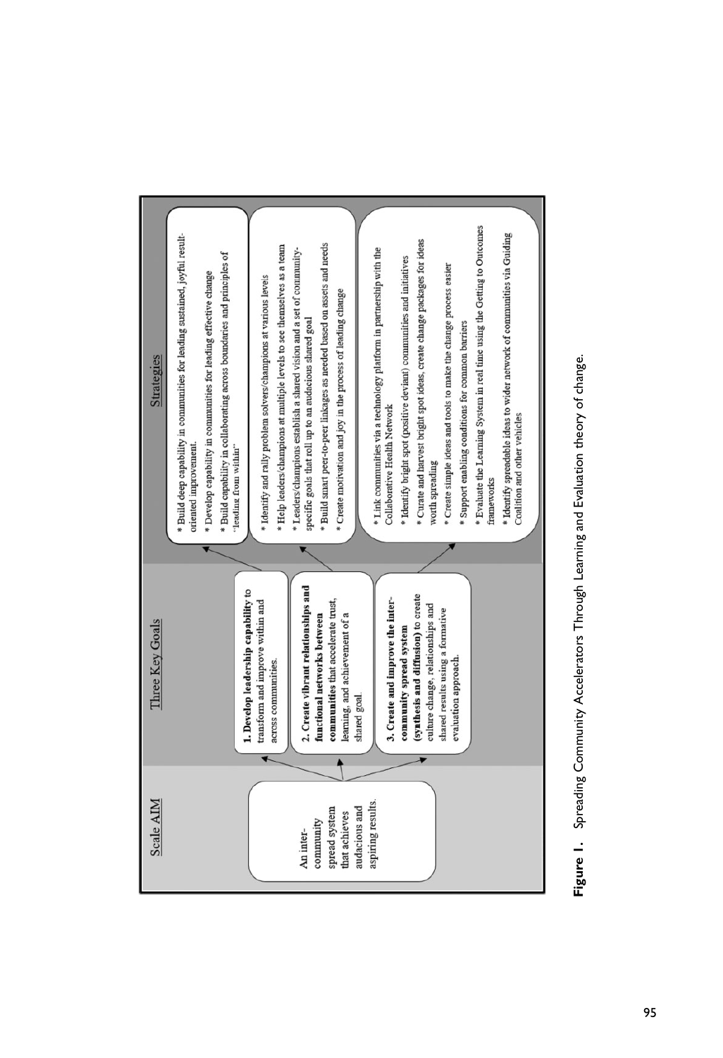| Scale AIM | Three Key Goals | Strategies |
|---|---|---|
| An inter-community spread system that achieves audacious and aspiring results. | **1. Develop leadership capability** to transform and improve within and across communities. | * Build deep capability in communities for leading sustained, joyful result-oriented improvement.<br>* Develop capability in communities for leading effective change<br>* Build capability in collaborating across boundaries and principles of "leading from within" |
| | **2. Create vibrant relationships and functional networks between communities** that accelerate trust, learning, and achievement of a shared goal. | * Identify and rally problem solvers/champions at various levels<br>* Help leaders/champions at multiple levels to see themselves as a team<br>* Leaders/champions establish a shared vision and a set of community-specific goals that roll up to an audacious shared goal<br>* Build smart peer-to-peer linkages as needed based on assets and needs<br>* Create motivation and joy in the process of leading change |
| | **3. Create and improve the inter-community spread system (synthesis and diffusion)** to create culture change, relationships and shared results using a formative evaluation approach. | * Link communities via a technology platform in partnership with the Collaborative Health Network<br>* Identify bright spot (positive deviant) communities and initiatives<br>* Curate and harvest bright spot ideas, create change packages for ideas worth spreading<br>* Create simple ideas and tools to make the change process easier<br>* Support enabling conditions for common barriers<br>* Evaluate the Learning System in real time using the Getting to Outcomes frameworks<br>* Identify spreadable ideas to wider network of communities via Guiding Coalition and other vehicles |

**Figure 1.** Spreading Community Accelerators Through Learning and Evaluation theory of change.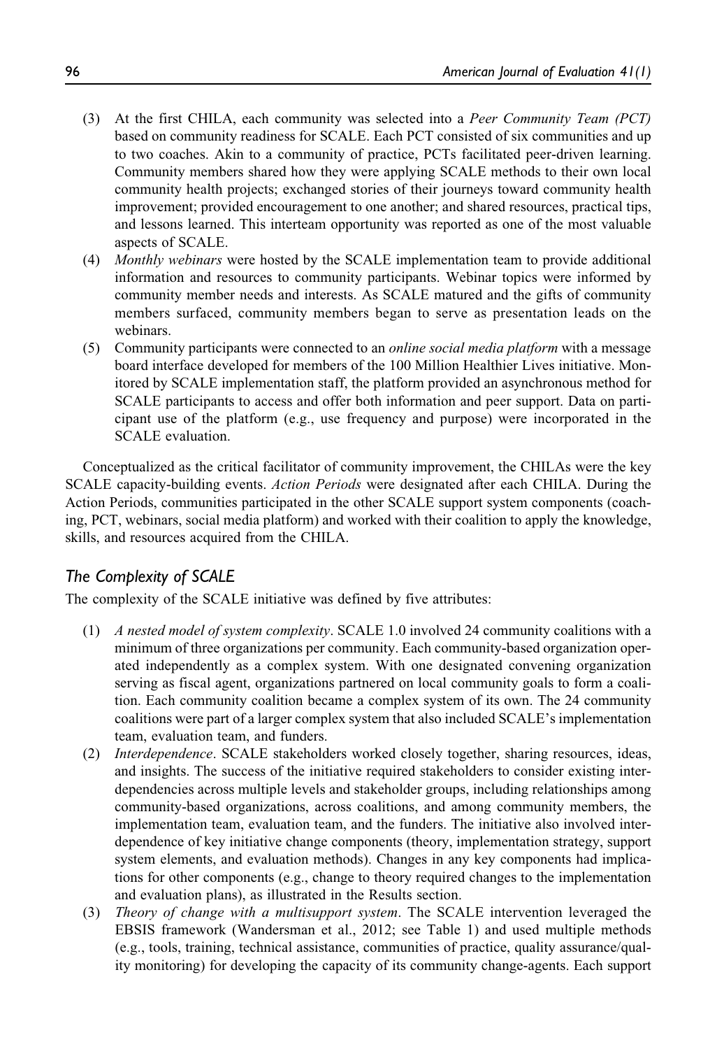(3) At the first CHILA, each community was selected into a *Peer Community Team (PCT)* based on community readiness for SCALE. Each PCT consisted of six communities and up to two coaches. Akin to a community of practice, PCTs facilitated peer-driven learning. Community members shared how they were applying SCALE methods to their own local community health projects; exchanged stories of their journeys toward community health improvement; provided encouragement to one another; and shared resources, practical tips, and lessons learned. This interteam opportunity was reported as one of the most valuable aspects of SCALE.

(4) *Monthly webinars* were hosted by the SCALE implementation team to provide additional information and resources to community participants. Webinar topics were informed by community member needs and interests. As SCALE matured and the gifts of community members surfaced, community members began to serve as presentation leads on the webinars.

(5) Community participants were connected to an *online social media platform* with a message board interface developed for members of the 100 Million Healthier Lives initiative. Monitored by SCALE implementation staff, the platform provided an asynchronous method for SCALE participants to access and offer both information and peer support. Data on participant use of the platform (e.g., use frequency and purpose) were incorporated in the SCALE evaluation.

Conceptualized as the critical facilitator of community improvement, the CHILAs were the key SCALE capacity-building events. *Action Periods* were designated after each CHILA. During the Action Periods, communities participated in the other SCALE support system components (coaching, PCT, webinars, social media platform) and worked with their coalition to apply the knowledge, skills, and resources acquired from the CHILA.

### *The Complexity of SCALE*

The complexity of the SCALE initiative was defined by five attributes:

(1) *A nested model of system complexity*. SCALE 1.0 involved 24 community coalitions with a minimum of three organizations per community. Each community-based organization operated independently as a complex system. With one designated convening organization serving as fiscal agent, organizations partnered on local community goals to form a coalition. Each community coalition became a complex system of its own. The 24 community coalitions were part of a larger complex system that also included SCALE's implementation team, evaluation team, and funders.

(2) *Interdependence*. SCALE stakeholders worked closely together, sharing resources, ideas, and insights. The success of the initiative required stakeholders to consider existing interdependencies across multiple levels and stakeholder groups, including relationships among community-based organizations, across coalitions, and among community members, the implementation team, evaluation team, and the funders. The initiative also involved interdependence of key initiative change components (theory, implementation strategy, support system elements, and evaluation methods). Changes in any key components had implications for other components (e.g., change to theory required changes to the implementation and evaluation plans), as illustrated in the Results section.

(3) *Theory of change with a multisupport system*. The SCALE intervention leveraged the EBSIS framework (Wandersman et al., 2012; see Table 1) and used multiple methods (e.g., tools, training, technical assistance, communities of practice, quality assurance/quality monitoring) for developing the capacity of its community change-agents. Each support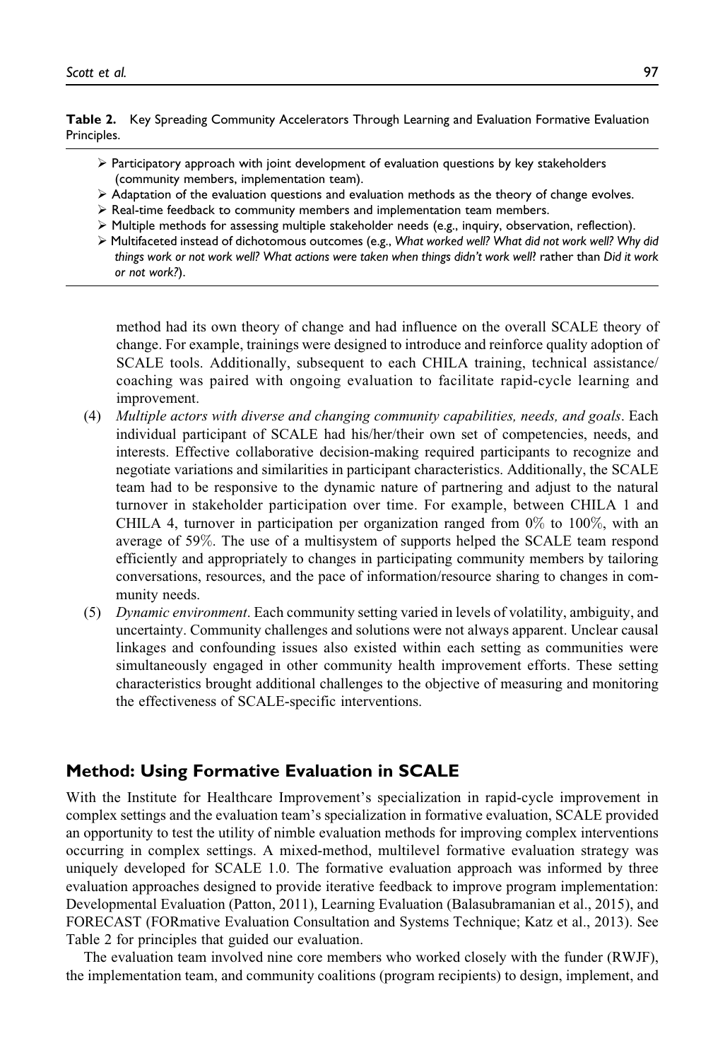**Table 2.** Key Spreading Community Accelerators Through Learning and Evaluation Formative Evaluation Principles.

- Participatory approach with joint development of evaluation questions by key stakeholders (community members, implementation team).
- Adaptation of the evaluation questions and evaluation methods as the theory of change evolves.
- Real-time feedback to community members and implementation team members.
- Multiple methods for assessing multiple stakeholder needs (e.g., inquiry, observation, reflection).
- Multifaceted instead of dichotomous outcomes (e.g., *What worked well? What did not work well? Why did things work or not work well? What actions were taken when things didn't work well*? rather than *Did it work or not work?*).

method had its own theory of change and had influence on the overall SCALE theory of change. For example, trainings were designed to introduce and reinforce quality adoption of SCALE tools. Additionally, subsequent to each CHILA training, technical assistance/coaching was paired with ongoing evaluation to facilitate rapid-cycle learning and improvement.

(4) *Multiple actors with diverse and changing community capabilities, needs, and goals*. Each individual participant of SCALE had his/her/their own set of competencies, needs, and interests. Effective collaborative decision-making required participants to recognize and negotiate variations and similarities in participant characteristics. Additionally, the SCALE team had to be responsive to the dynamic nature of partnering and adjust to the natural turnover in stakeholder participation over time. For example, between CHILA 1 and CHILA 4, turnover in participation per organization ranged from 0% to 100%, with an average of 59%. The use of a multisystem of supports helped the SCALE team respond efficiently and appropriately to changes in participating community members by tailoring conversations, resources, and the pace of information/resource sharing to changes in community needs.

(5) *Dynamic environment*. Each community setting varied in levels of volatility, ambiguity, and uncertainty. Community challenges and solutions were not always apparent. Unclear causal linkages and confounding issues also existed within each setting as communities were simultaneously engaged in other community health improvement efforts. These setting characteristics brought additional challenges to the objective of measuring and monitoring the effectiveness of SCALE-specific interventions.

## Method: Using Formative Evaluation in SCALE

With the Institute for Healthcare Improvement's specialization in rapid-cycle improvement in complex settings and the evaluation team's specialization in formative evaluation, SCALE provided an opportunity to test the utility of nimble evaluation methods for improving complex interventions occurring in complex settings. A mixed-method, multilevel formative evaluation strategy was uniquely developed for SCALE 1.0. The formative evaluation approach was informed by three evaluation approaches designed to provide iterative feedback to improve program implementation: Developmental Evaluation (Patton, 2011), Learning Evaluation (Balasubramanian et al., 2015), and FORECAST (FORmative Evaluation Consultation and Systems Technique; Katz et al., 2013). See Table 2 for principles that guided our evaluation.

The evaluation team involved nine core members who worked closely with the funder (RWJF), the implementation team, and community coalitions (program recipients) to design, implement, and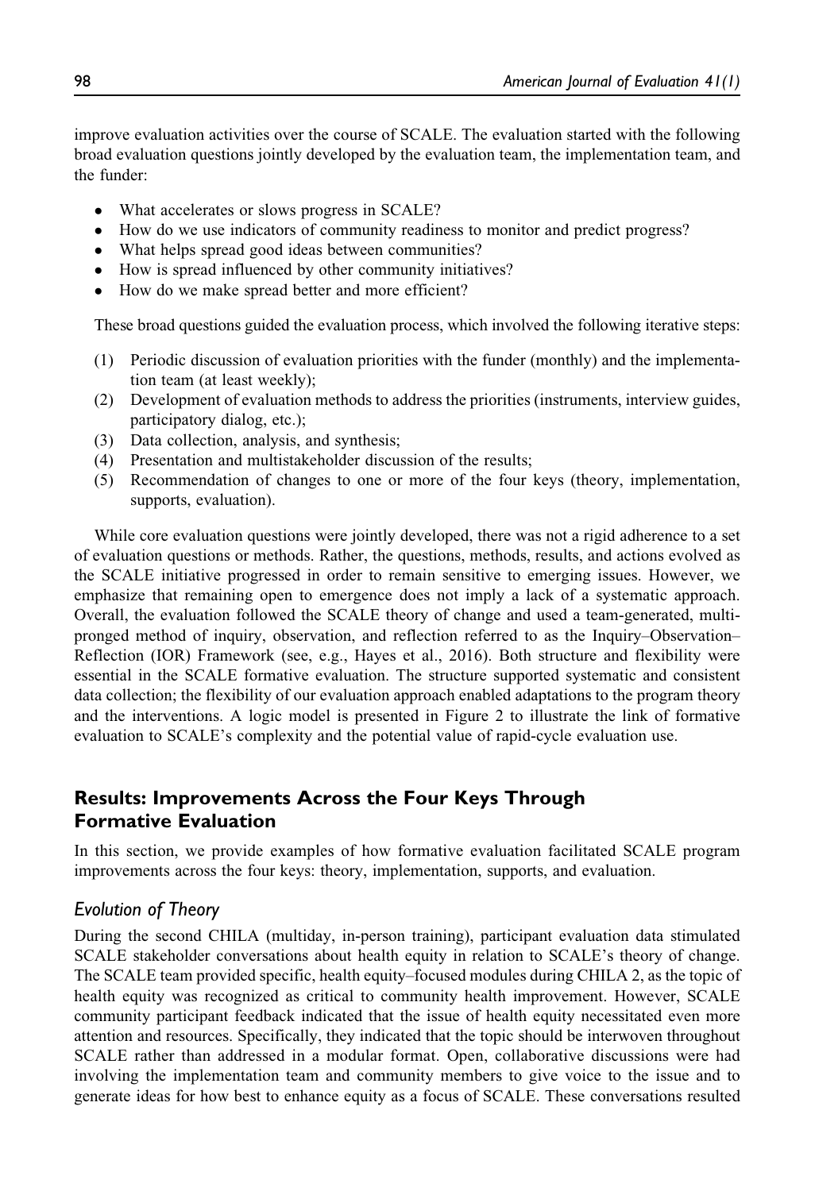improve evaluation activities over the course of SCALE. The evaluation started with the following broad evaluation questions jointly developed by the evaluation team, the implementation team, and the funder:

- What accelerates or slows progress in SCALE?
- How do we use indicators of community readiness to monitor and predict progress?
- What helps spread good ideas between communities?
- How is spread influenced by other community initiatives?
- How do we make spread better and more efficient?

These broad questions guided the evaluation process, which involved the following iterative steps:

(1) Periodic discussion of evaluation priorities with the funder (monthly) and the implementation team (at least weekly);
(2) Development of evaluation methods to address the priorities (instruments, interview guides, participatory dialog, etc.);
(3) Data collection, analysis, and synthesis;
(4) Presentation and multistakeholder discussion of the results;
(5) Recommendation of changes to one or more of the four keys (theory, implementation, supports, evaluation).

While core evaluation questions were jointly developed, there was not a rigid adherence to a set of evaluation questions or methods. Rather, the questions, methods, results, and actions evolved as the SCALE initiative progressed in order to remain sensitive to emerging issues. However, we emphasize that remaining open to emergence does not imply a lack of a systematic approach. Overall, the evaluation followed the SCALE theory of change and used a team-generated, multi-pronged method of inquiry, observation, and reflection referred to as the Inquiry–Observation–Reflection (IOR) Framework (see, e.g., Hayes et al., 2016). Both structure and flexibility were essential in the SCALE formative evaluation. The structure supported systematic and consistent data collection; the flexibility of our evaluation approach enabled adaptations to the program theory and the interventions. A logic model is presented in Figure 2 to illustrate the link of formative evaluation to SCALE's complexity and the potential value of rapid-cycle evaluation use.

## Results: Improvements Across the Four Keys Through Formative Evaluation

In this section, we provide examples of how formative evaluation facilitated SCALE program improvements across the four keys: theory, implementation, supports, and evaluation.

### *Evolution of Theory*

During the second CHILA (multiday, in-person training), participant evaluation data stimulated SCALE stakeholder conversations about health equity in relation to SCALE's theory of change. The SCALE team provided specific, health equity–focused modules during CHILA 2, as the topic of health equity was recognized as critical to community health improvement. However, SCALE community participant feedback indicated that the issue of health equity necessitated even more attention and resources. Specifically, they indicated that the topic should be interwoven throughout SCALE rather than addressed in a modular format. Open, collaborative discussions were had involving the implementation team and community members to give voice to the issue and to generate ideas for how best to enhance equity as a focus of SCALE. These conversations resulted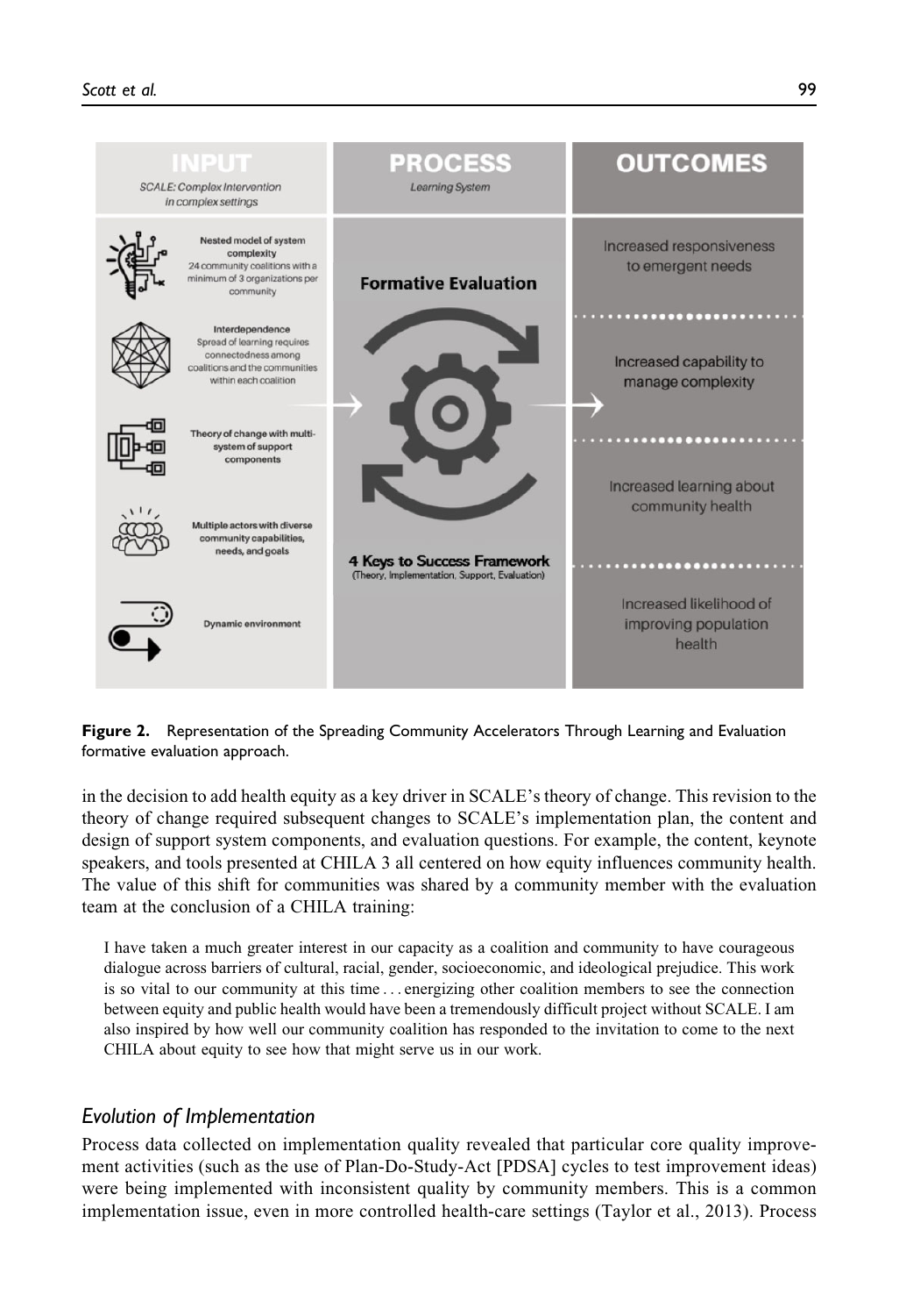Figure 2. Representation of the Spreading Community Accelerators Through Learning and Evaluation formative evaluation approach.

in the decision to add health equity as a key driver in SCALE's theory of change. This revision to the theory of change required subsequent changes to SCALE's implementation plan, the content and design of support system components, and evaluation questions. For example, the content, keynote speakers, and tools presented at CHILA 3 all centered on how equity influences community health. The value of this shift for communities was shared by a community member with the evaluation team at the conclusion of a CHILA training:

> I have taken a much greater interest in our capacity as a coalition and community to have courageous dialogue across barriers of cultural, racial, gender, socioeconomic, and ideological prejudice. This work is so vital to our community at this time . . . energizing other coalition members to see the connection between equity and public health would have been a tremendously difficult project without SCALE. I am also inspired by how well our community coalition has responded to the invitation to come to the next CHILA about equity to see how that might serve us in our work.

### *Evolution of Implementation*

Process data collected on implementation quality revealed that particular core quality improvement activities (such as the use of Plan-Do-Study-Act [PDSA] cycles to test improvement ideas) were being implemented with inconsistent quality by community members. This is a common implementation issue, even in more controlled health-care settings (Taylor et al., 2013). Process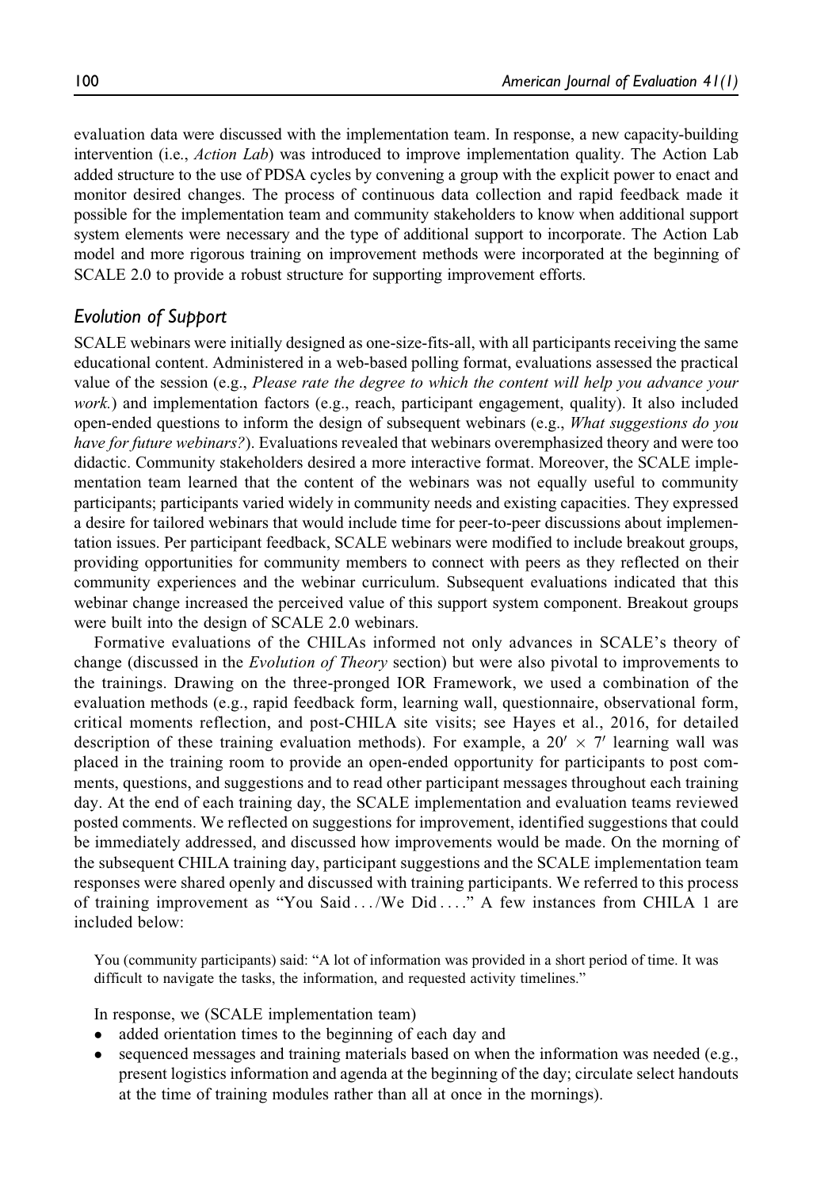evaluation data were discussed with the implementation team. In response, a new capacity-building intervention (i.e., *Action Lab*) was introduced to improve implementation quality. The Action Lab added structure to the use of PDSA cycles by convening a group with the explicit power to enact and monitor desired changes. The process of continuous data collection and rapid feedback made it possible for the implementation team and community stakeholders to know when additional support system elements were necessary and the type of additional support to incorporate. The Action Lab model and more rigorous training on improvement methods were incorporated at the beginning of SCALE 2.0 to provide a robust structure for supporting improvement efforts.

### *Evolution of Support*

SCALE webinars were initially designed as one-size-fits-all, with all participants receiving the same educational content. Administered in a web-based polling format, evaluations assessed the practical value of the session (e.g., *Please rate the degree to which the content will help you advance your work.*) and implementation factors (e.g., reach, participant engagement, quality). It also included open-ended questions to inform the design of subsequent webinars (e.g., *What suggestions do you have for future webinars?*). Evaluations revealed that webinars overemphasized theory and were too didactic. Community stakeholders desired a more interactive format. Moreover, the SCALE implementation team learned that the content of the webinars was not equally useful to community participants; participants varied widely in community needs and existing capacities. They expressed a desire for tailored webinars that would include time for peer-to-peer discussions about implementation issues. Per participant feedback, SCALE webinars were modified to include breakout groups, providing opportunities for community members to connect with peers as they reflected on their community experiences and the webinar curriculum. Subsequent evaluations indicated that this webinar change increased the perceived value of this support system component. Breakout groups were built into the design of SCALE 2.0 webinars.

Formative evaluations of the CHILAs informed not only advances in SCALE's theory of change (discussed in the *Evolution of Theory* section) but were also pivotal to improvements to the trainings. Drawing on the three-pronged IOR Framework, we used a combination of the evaluation methods (e.g., rapid feedback form, learning wall, questionnaire, observational form, critical moments reflection, and post-CHILA site visits; see Hayes et al., 2016, for detailed description of these training evaluation methods). For example, a $20' \times 7'$ learning wall was placed in the training room to provide an open-ended opportunity for participants to post comments, questions, and suggestions and to read other participant messages throughout each training day. At the end of each training day, the SCALE implementation and evaluation teams reviewed posted comments. We reflected on suggestions for improvement, identified suggestions that could be immediately addressed, and discussed how improvements would be made. On the morning of the subsequent CHILA training day, participant suggestions and the SCALE implementation team responses were shared openly and discussed with training participants. We referred to this process of training improvement as "You Said . . . /We Did . . . ." A few instances from CHILA 1 are included below:

> You (community participants) said: "A lot of information was provided in a short period of time. It was difficult to navigate the tasks, the information, and requested activity timelines."

In response, we (SCALE implementation team)

- added orientation times to the beginning of each day and
- sequenced messages and training materials based on when the information was needed (e.g., present logistics information and agenda at the beginning of the day; circulate select handouts at the time of training modules rather than all at once in the mornings).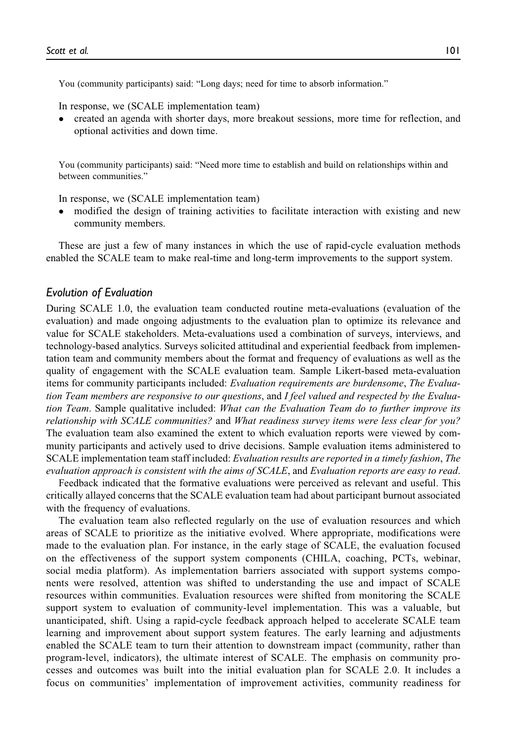You (community participants) said: "Long days; need for time to absorb information."

In response, we (SCALE implementation team)

- created an agenda with shorter days, more breakout sessions, more time for reflection, and optional activities and down time.

You (community participants) said: "Need more time to establish and build on relationships within and between communities."

In response, we (SCALE implementation team)

- modified the design of training activities to facilitate interaction with existing and new community members.

These are just a few of many instances in which the use of rapid-cycle evaluation methods enabled the SCALE team to make real-time and long-term improvements to the support system.

### Evolution of Evaluation

During SCALE 1.0, the evaluation team conducted routine meta-evaluations (evaluation of the evaluation) and made ongoing adjustments to the evaluation plan to optimize its relevance and value for SCALE stakeholders. Meta-evaluations used a combination of surveys, interviews, and technology-based analytics. Surveys solicited attitudinal and experiential feedback from implementation team and community members about the format and frequency of evaluations as well as the quality of engagement with the SCALE evaluation team. Sample Likert-based meta-evaluation items for community participants included: *Evaluation requirements are burdensome*, *The Evaluation Team members are responsive to our questions*, and *I feel valued and respected by the Evaluation Team*. Sample qualitative included: *What can the Evaluation Team do to further improve its relationship with SCALE communities?* and *What readiness survey items were less clear for you?* The evaluation team also examined the extent to which evaluation reports were viewed by community participants and actively used to drive decisions. Sample evaluation items administered to SCALE implementation team staff included: *Evaluation results are reported in a timely fashion*, *The evaluation approach is consistent with the aims of SCALE*, and *Evaluation reports are easy to read*.

Feedback indicated that the formative evaluations were perceived as relevant and useful. This critically allayed concerns that the SCALE evaluation team had about participant burnout associated with the frequency of evaluations.

The evaluation team also reflected regularly on the use of evaluation resources and which areas of SCALE to prioritize as the initiative evolved. Where appropriate, modifications were made to the evaluation plan. For instance, in the early stage of SCALE, the evaluation focused on the effectiveness of the support system components (CHILA, coaching, PCTs, webinar, social media platform). As implementation barriers associated with support systems components were resolved, attention was shifted to understanding the use and impact of SCALE resources within communities. Evaluation resources were shifted from monitoring the SCALE support system to evaluation of community-level implementation. This was a valuable, but unanticipated, shift. Using a rapid-cycle feedback approach helped to accelerate SCALE team learning and improvement about support system features. The early learning and adjustments enabled the SCALE team to turn their attention to downstream impact (community, rather than program-level, indicators), the ultimate interest of SCALE. The emphasis on community processes and outcomes was built into the initial evaluation plan for SCALE 2.0. It includes a focus on communities' implementation of improvement activities, community readiness for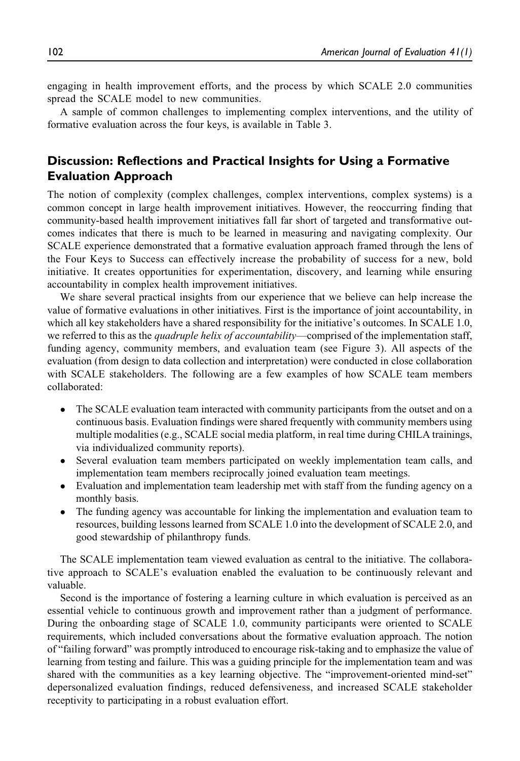engaging in health improvement efforts, and the process by which SCALE 2.0 communities spread the SCALE model to new communities.

A sample of common challenges to implementing complex interventions, and the utility of formative evaluation across the four keys, is available in Table 3.

## Discussion: Reflections and Practical Insights for Using a Formative Evaluation Approach

The notion of complexity (complex challenges, complex interventions, complex systems) is a common concept in large health improvement initiatives. However, the reoccurring finding that community-based health improvement initiatives fall far short of targeted and transformative outcomes indicates that there is much to be learned in measuring and navigating complexity. Our SCALE experience demonstrated that a formative evaluation approach framed through the lens of the Four Keys to Success can effectively increase the probability of success for a new, bold initiative. It creates opportunities for experimentation, discovery, and learning while ensuring accountability in complex health improvement initiatives.

We share several practical insights from our experience that we believe can help increase the value of formative evaluations in other initiatives. First is the importance of joint accountability, in which all key stakeholders have a shared responsibility for the initiative's outcomes. In SCALE 1.0, we referred to this as the *quadruple helix of accountability*—comprised of the implementation staff, funding agency, community members, and evaluation team (see Figure 3). All aspects of the evaluation (from design to data collection and interpretation) were conducted in close collaboration with SCALE stakeholders. The following are a few examples of how SCALE team members collaborated:

- The SCALE evaluation team interacted with community participants from the outset and on a continuous basis. Evaluation findings were shared frequently with community members using multiple modalities (e.g., SCALE social media platform, in real time during CHILA trainings, via individualized community reports).
- Several evaluation team members participated on weekly implementation team calls, and implementation team members reciprocally joined evaluation team meetings.
- Evaluation and implementation team leadership met with staff from the funding agency on a monthly basis.
- The funding agency was accountable for linking the implementation and evaluation team to resources, building lessons learned from SCALE 1.0 into the development of SCALE 2.0, and good stewardship of philanthropy funds.

The SCALE implementation team viewed evaluation as central to the initiative. The collaborative approach to SCALE's evaluation enabled the evaluation to be continuously relevant and valuable.

Second is the importance of fostering a learning culture in which evaluation is perceived as an essential vehicle to continuous growth and improvement rather than a judgment of performance. During the onboarding stage of SCALE 1.0, community participants were oriented to SCALE requirements, which included conversations about the formative evaluation approach. The notion of "failing forward" was promptly introduced to encourage risk-taking and to emphasize the value of learning from testing and failure. This was a guiding principle for the implementation team and was shared with the communities as a key learning objective. The "improvement-oriented mind-set" depersonalized evaluation findings, reduced defensiveness, and increased SCALE stakeholder receptivity to participating in a robust evaluation effort.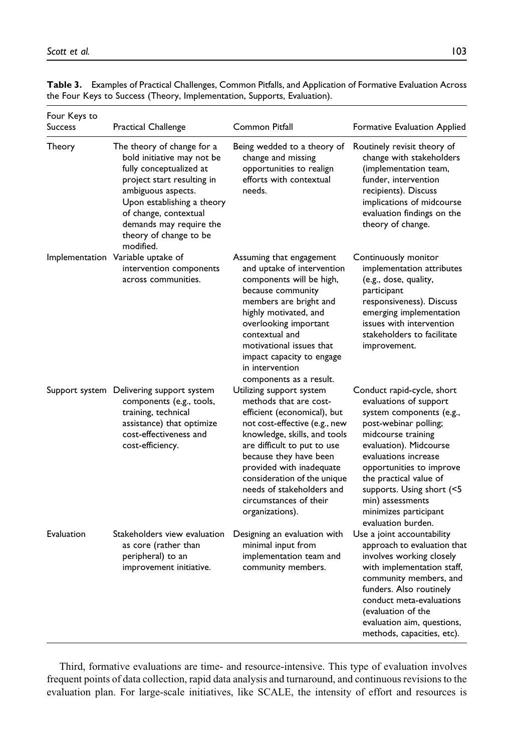**Table 3.** Examples of Practical Challenges, Common Pitfalls, and Application of Formative Evaluation Across the Four Keys to Success (Theory, Implementation, Supports, Evaluation).

| Four Keys to Success | Practical Challenge | Common Pitfall | Formative Evaluation Applied |
|---|---|---|---|
| Theory | The theory of change for a bold initiative may not be fully conceptualized at project start resulting in ambiguous aspects. Upon establishing a theory of change, contextual demands may require the theory of change to be modified. | Being wedded to a theory of change and missing opportunities to realign efforts with contextual needs. | Routinely revisit theory of change with stakeholders (implementation team, funder, intervention recipients). Discuss implications of midcourse evaluation findings on the theory of change. |
| Implementation | Variable uptake of intervention components across communities. | Assuming that engagement and uptake of intervention components will be high, because community members are bright and highly motivated, and overlooking important contextual and motivational issues that impact capacity to engage in intervention components as a result. | Continuously monitor implementation attributes (e.g., dose, quality, participant responsiveness). Discuss emerging implementation issues with intervention stakeholders to facilitate improvement. |
| Support system | Delivering support system components (e.g., tools, training, technical assistance) that optimize cost-effectiveness and cost-efficiency. | Utilizing support system methods that are cost-efficient (economical), but not cost-effective (e.g., new knowledge, skills, and tools are difficult to put to use because they have been provided with inadequate consideration of the unique needs of stakeholders and circumstances of their organizations). | Conduct rapid-cycle, short evaluations of support system components (e.g., post-webinar polling; midcourse training evaluation). Midcourse evaluations increase opportunities to improve the practical value of supports. Using short (<5 min) assessments minimizes participant evaluation burden. |
| Evaluation | Stakeholders view evaluation as core (rather than peripheral) to an improvement initiative. | Designing an evaluation with minimal input from implementation team and community members. | Use a joint accountability approach to evaluation that involves working closely with implementation staff, community members, and funders. Also routinely conduct meta-evaluations (evaluation of the evaluation aim, questions, methods, capacities, etc). |

Third, formative evaluations are time- and resource-intensive. This type of evaluation involves frequent points of data collection, rapid data analysis and turnaround, and continuous revisions to the evaluation plan. For large-scale initiatives, like SCALE, the intensity of effort and resources is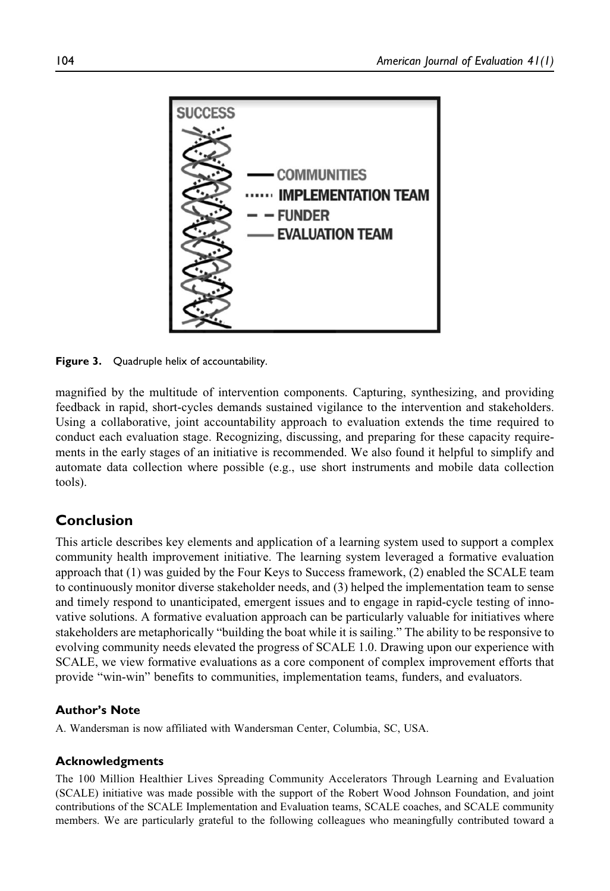Figure 3. Quadruple helix of accountability.

magnified by the multitude of intervention components. Capturing, synthesizing, and providing feedback in rapid, short-cycles demands sustained vigilance to the intervention and stakeholders. Using a collaborative, joint accountability approach to evaluation extends the time required to conduct each evaluation stage. Recognizing, discussing, and preparing for these capacity requirements in the early stages of an initiative is recommended. We also found it helpful to simplify and automate data collection where possible (e.g., use short instruments and mobile data collection tools).

## Conclusion

This article describes key elements and application of a learning system used to support a complex community health improvement initiative. The learning system leveraged a formative evaluation approach that (1) was guided by the Four Keys to Success framework, (2) enabled the SCALE team to continuously monitor diverse stakeholder needs, and (3) helped the implementation team to sense and timely respond to unanticipated, emergent issues and to engage in rapid-cycle testing of innovative solutions. A formative evaluation approach can be particularly valuable for initiatives where stakeholders are metaphorically "building the boat while it is sailing." The ability to be responsive to evolving community needs elevated the progress of SCALE 1.0. Drawing upon our experience with SCALE, we view formative evaluations as a core component of complex improvement efforts that provide "win-win" benefits to communities, implementation teams, funders, and evaluators.

### Author's Note

A. Wandersman is now affiliated with Wandersman Center, Columbia, SC, USA.

### Acknowledgments

The 100 Million Healthier Lives Spreading Community Accelerators Through Learning and Evaluation (SCALE) initiative was made possible with the support of the Robert Wood Johnson Foundation, and joint contributions of the SCALE Implementation and Evaluation teams, SCALE coaches, and SCALE community members. We are particularly grateful to the following colleagues who meaningfully contributed toward a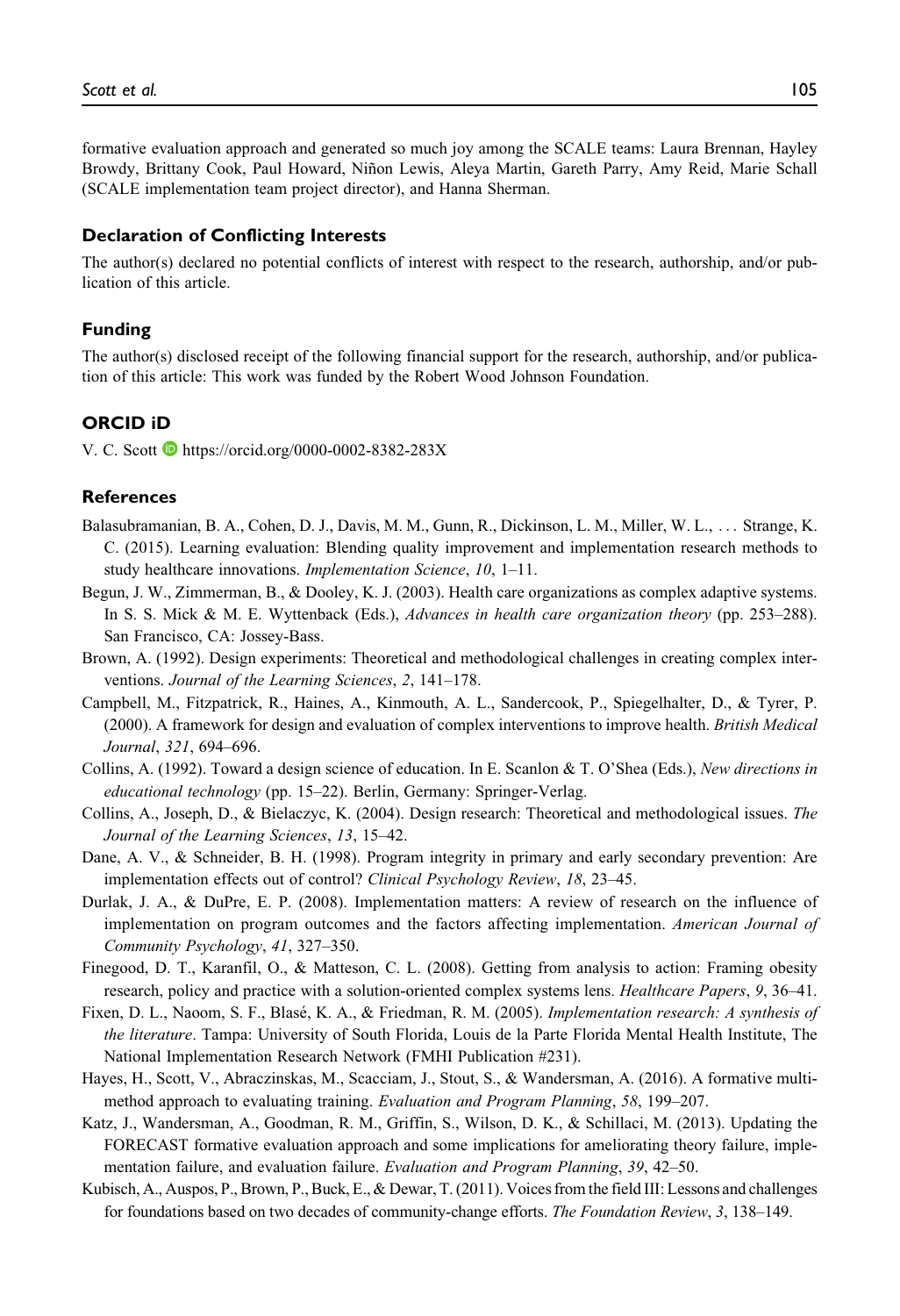formative evaluation approach and generated so much joy among the SCALE teams: Laura Brennan, Hayley Browdy, Brittany Cook, Paul Howard, Niñon Lewis, Aleya Martin, Gareth Parry, Amy Reid, Marie Schall (SCALE implementation team project director), and Hanna Sherman.

### Declaration of Conflicting Interests

The author(s) declared no potential conflicts of interest with respect to the research, authorship, and/or publication of this article.

### Funding

The author(s) disclosed receipt of the following financial support for the research, authorship, and/or publication of this article: This work was funded by the Robert Wood Johnson Foundation.

### ORCID iD

V. C. Scott https://orcid.org/0000-0002-8382-283X

### References

Balasubramanian, B. A., Cohen, D. J., Davis, M. M., Gunn, R., Dickinson, L. M., Miller, W. L., ... Strange, K. C. (2015). Learning evaluation: Blending quality improvement and implementation research methods to study healthcare innovations. *Implementation Science*, *10*, 1–11.

Begun, J. W., Zimmerman, B., & Dooley, K. J. (2003). Health care organizations as complex adaptive systems. In S. S. Mick & M. E. Wyttenback (Eds.), *Advances in health care organization theory* (pp. 253–288). San Francisco, CA: Jossey-Bass.

Brown, A. (1992). Design experiments: Theoretical and methodological challenges in creating complex interventions. *Journal of the Learning Sciences*, *2*, 141–178.

Campbell, M., Fitzpatrick, R., Haines, A., Kinmouth, A. L., Sandercook, P., Spiegelhalter, D., & Tyrer, P. (2000). A framework for design and evaluation of complex interventions to improve health. *British Medical Journal*, *321*, 694–696.

Collins, A. (1992). Toward a design science of education. In E. Scanlon & T. O'Shea (Eds.), *New directions in educational technology* (pp. 15–22). Berlin, Germany: Springer-Verlag.

Collins, A., Joseph, D., & Bielaczyc, K. (2004). Design research: Theoretical and methodological issues. *The Journal of the Learning Sciences*, *13*, 15–42.

Dane, A. V., & Schneider, B. H. (1998). Program integrity in primary and early secondary prevention: Are implementation effects out of control? *Clinical Psychology Review*, *18*, 23–45.

Durlak, J. A., & DuPre, E. P. (2008). Implementation matters: A review of research on the influence of implementation on program outcomes and the factors affecting implementation. *American Journal of Community Psychology*, *41*, 327–350.

Finegood, D. T., Karanfil, O., & Matteson, C. L. (2008). Getting from analysis to action: Framing obesity research, policy and practice with a solution-oriented complex systems lens. *Healthcare Papers*, *9*, 36–41.

Fixen, D. L., Naoom, S. F., Blasé, K. A., & Friedman, R. M. (2005). *Implementation research: A synthesis of the literature*. Tampa: University of South Florida, Louis de la Parte Florida Mental Health Institute, The National Implementation Research Network (FMHI Publication #231).

Hayes, H., Scott, V., Abraczinskas, M., Scacciam, J., Stout, S., & Wandersman, A. (2016). A formative multi-method approach to evaluating training. *Evaluation and Program Planning*, *58*, 199–207.

Katz, J., Wandersman, A., Goodman, R. M., Griffin, S., Wilson, D. K., & Schillaci, M. (2013). Updating the FORECAST formative evaluation approach and some implications for ameliorating theory failure, implementation failure, and evaluation failure. *Evaluation and Program Planning*, *39*, 42–50.

Kubisch, A., Auspos, P., Brown, P., Buck, E., & Dewar, T. (2011). Voices from the field III: Lessons and challenges for foundations based on two decades of community-change efforts. *The Foundation Review*, *3*, 138–149.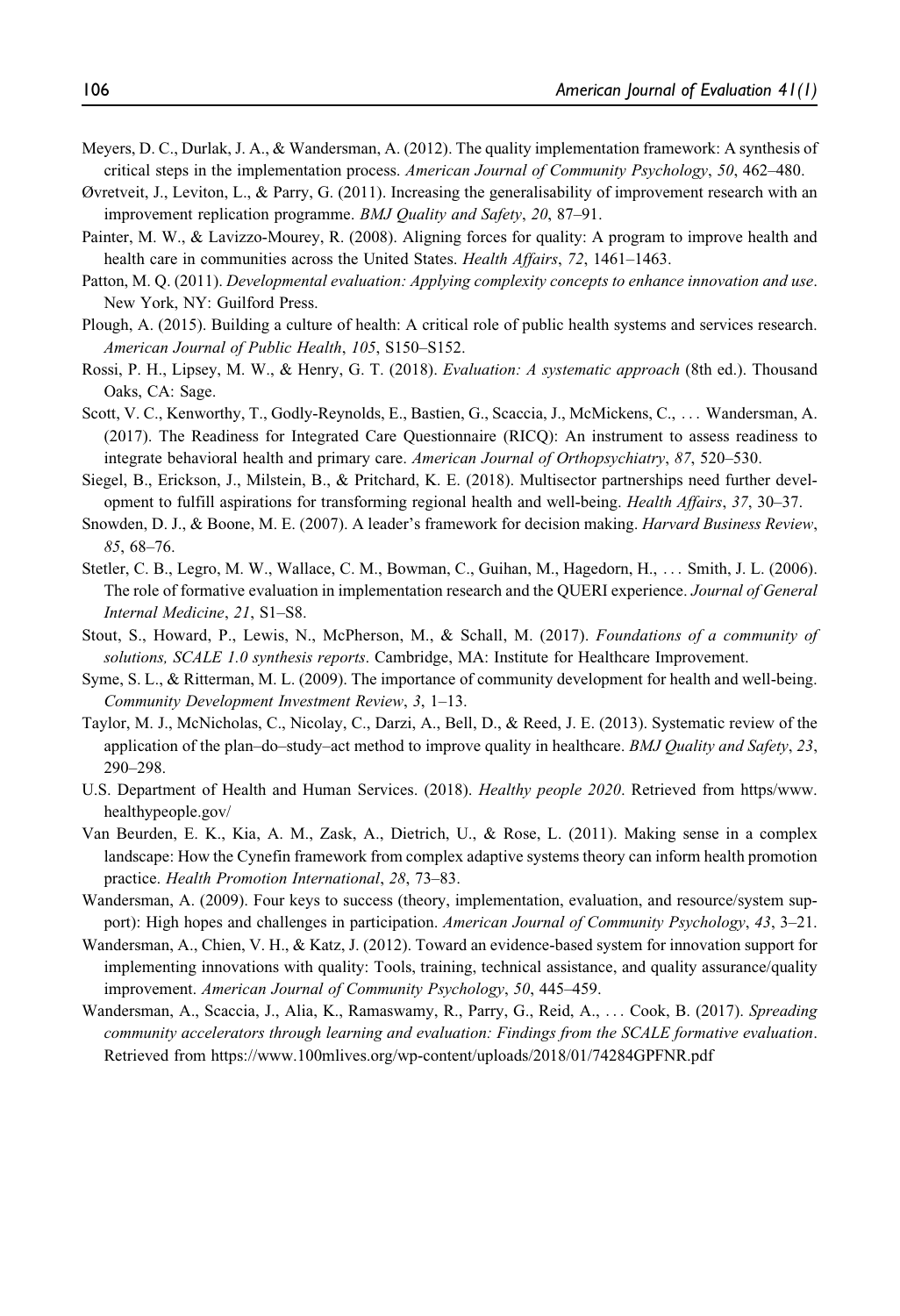Meyers, D. C., Durlak, J. A., & Wandersman, A. (2012). The quality implementation framework: A synthesis of critical steps in the implementation process. *American Journal of Community Psychology*, *50*, 462–480.

Øvretveit, J., Leviton, L., & Parry, G. (2011). Increasing the generalisability of improvement research with an improvement replication programme. *BMJ Quality and Safety*, *20*, 87–91.

Painter, M. W., & Lavizzo-Mourey, R. (2008). Aligning forces for quality: A program to improve health and health care in communities across the United States. *Health Affairs*, *72*, 1461–1463.

Patton, M. Q. (2011). *Developmental evaluation: Applying complexity concepts to enhance innovation and use*. New York, NY: Guilford Press.

Plough, A. (2015). Building a culture of health: A critical role of public health systems and services research. *American Journal of Public Health*, *105*, S150–S152.

Rossi, P. H., Lipsey, M. W., & Henry, G. T. (2018). *Evaluation: A systematic approach* (8th ed.). Thousand Oaks, CA: Sage.

Scott, V. C., Kenworthy, T., Godly-Reynolds, E., Bastien, G., Scaccia, J., McMickens, C., … Wandersman, A. (2017). The Readiness for Integrated Care Questionnaire (RICQ): An instrument to assess readiness to integrate behavioral health and primary care. *American Journal of Orthopsychiatry*, *87*, 520–530.

Siegel, B., Erickson, J., Milstein, B., & Pritchard, K. E. (2018). Multisector partnerships need further development to fulfill aspirations for transforming regional health and well-being. *Health Affairs*, *37*, 30–37.

Snowden, D. J., & Boone, M. E. (2007). A leader's framework for decision making. *Harvard Business Review*, *85*, 68–76.

Stetler, C. B., Legro, M. W., Wallace, C. M., Bowman, C., Guihan, M., Hagedorn, H., … Smith, J. L. (2006). The role of formative evaluation in implementation research and the QUERI experience. *Journal of General Internal Medicine*, *21*, S1–S8.

Stout, S., Howard, P., Lewis, N., McPherson, M., & Schall, M. (2017). *Foundations of a community of solutions, SCALE 1.0 synthesis reports*. Cambridge, MA: Institute for Healthcare Improvement.

Syme, S. L., & Ritterman, M. L. (2009). The importance of community development for health and well-being. *Community Development Investment Review*, *3*, 1–13.

Taylor, M. J., McNicholas, C., Nicolay, C., Darzi, A., Bell, D., & Reed, J. E. (2013). Systematic review of the application of the plan–do–study–act method to improve quality in healthcare. *BMJ Quality and Safety*, *23*, 290–298.

U.S. Department of Health and Human Services. (2018). *Healthy people 2020*. Retrieved from https/www.healthypeople.gov/

Van Beurden, E. K., Kia, A. M., Zask, A., Dietrich, U., & Rose, L. (2011). Making sense in a complex landscape: How the Cynefin framework from complex adaptive systems theory can inform health promotion practice. *Health Promotion International*, *28*, 73–83.

Wandersman, A. (2009). Four keys to success (theory, implementation, evaluation, and resource/system support): High hopes and challenges in participation. *American Journal of Community Psychology*, *43*, 3–21.

Wandersman, A., Chien, V. H., & Katz, J. (2012). Toward an evidence-based system for innovation support for implementing innovations with quality: Tools, training, technical assistance, and quality assurance/quality improvement. *American Journal of Community Psychology*, *50*, 445–459.

Wandersman, A., Scaccia, J., Alia, K., Ramaswamy, R., Parry, G., Reid, A., … Cook, B. (2017). *Spreading community accelerators through learning and evaluation: Findings from the SCALE formative evaluation*. Retrieved from https://www.100mlives.org/wp-content/uploads/2018/01/74284GPFNR.pdf